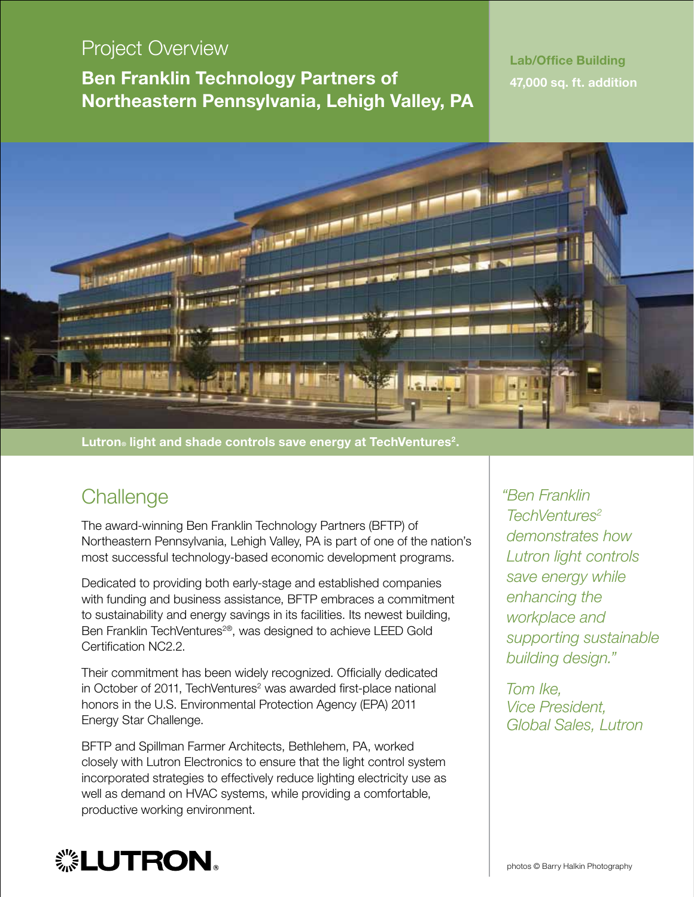# Project Overview

## Ben Franklin Technology Partners of Northeastern Pennsylvania, Lehigh Valley, PA

**Lab/Office Building**

**47,000 sq. ft. addition**

**Lutron® light and shade controls save energy at TechVentures².**

## Challenge

The award-winning Ben Franklin Technology Partners (BFTP) of Northeastern Pennsylvania, Lehigh Valley, PA is part of one of the nation's most successful technology-based economic development programs.

Dedicated to providing both early-stage and established companies with funding and business assistance, BFTP embraces a commitment to sustainability and energy savings in its facilities. Its newest building, Ben Franklin TechVentures²®, was designed to achieve LEED Gold Certification NC2.2.

Their commitment has been widely recognized. Officially dedicated in October of 2011, TechVentures² was awarded first-place national honors in the U.S. Environmental Protection Agency (EPA) 2011 Energy Star Challenge.

BFTP and Spillman Farmer Architects, Bethlehem, PA, worked closely with Lutron Electronics to ensure that the light control system incorporated strategies to effectively reduce lighting electricity use as well as demand on HVAC systems, while providing a comfortable, productive working environment.

*"Ben Franklin TechVentures² demonstrates how Lutron light controls save energy while enhancing the workplace and supporting sustainable building design."*

*Tom Ike,*
*Vice President,*
*Global Sales, Lutron*

LUTRON®

photos © Barry Halkin Photography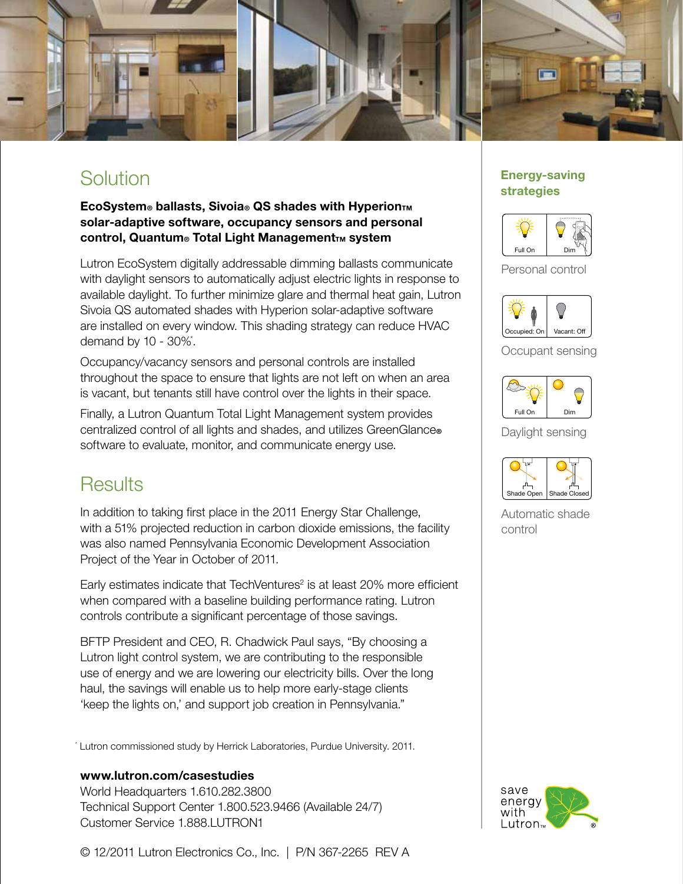## Solution

**EcoSystem® ballasts, Sivoia® QS shades with Hyperion™ solar-adaptive software, occupancy sensors and personal control, Quantum® Total Light Management™ system**

Lutron EcoSystem digitally addressable dimming ballasts communicate with daylight sensors to automatically adjust electric lights in response to available daylight. To further minimize glare and thermal heat gain, Lutron Sivoia QS automated shades with Hyperion solar-adaptive software are installed on every window. This shading strategy can reduce HVAC demand by 10 - 30%*.

Occupancy/vacancy sensors and personal controls are installed throughout the space to ensure that lights are not left on when an area is vacant, but tenants still have control over the lights in their space.

Finally, a Lutron Quantum Total Light Management system provides centralized control of all lights and shades, and utilizes GreenGlance® software to evaluate, monitor, and communicate energy use.

## Results

In addition to taking first place in the 2011 Energy Star Challenge, with a 51% projected reduction in carbon dioxide emissions, the facility was also named Pennsylvania Economic Development Association Project of the Year in October of 2011.

Early estimates indicate that TechVentures[2] is at least 20% more efficient when compared with a baseline building performance rating. Lutron controls contribute a significant percentage of those savings.

BFTP President and CEO, R. Chadwick Paul says, "By choosing a Lutron light control system, we are contributing to the responsible use of energy and we are lowering our electricity bills. Over the long haul, the savings will enable us to help more early-stage clients 'keep the lights on,' and support job creation in Pennsylvania."

\* Lutron commissioned study by Herrick Laboratories, Purdue University. 2011.

**www.lutron.com/casestudies**
World Headquarters 1.610.282.3800
Technical Support Center 1.800.523.9466 (Available 24/7)
Customer Service 1.888.LUTRON1

© 12/2011 Lutron Electronics Co., Inc. | P/N 367-2265 REV A

### Energy-saving strategies

Full On | Dim

Personal control

Occupied: On | Vacant: Off

Occupant sensing

Full On | Dim

Daylight sensing

Shade Open | Shade Closed

Automatic shade control

save energy with Lutron™